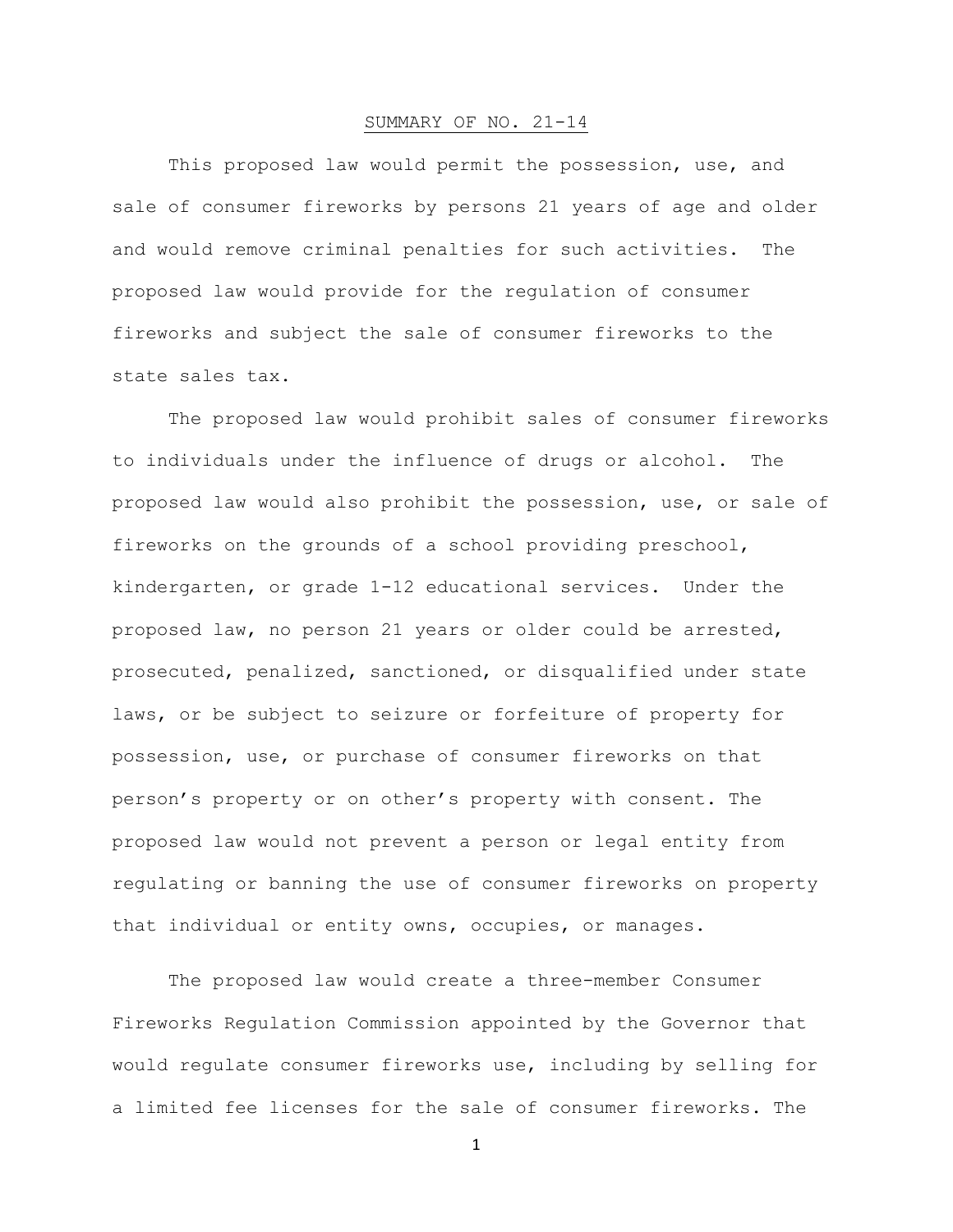## SUMMARY OF NO. 21-14

This proposed law would permit the possession, use, and sale of consumer fireworks by persons 21 years of age and older and would remove criminal penalties for such activities. The proposed law would provide for the regulation of consumer fireworks and subject the sale of consumer fireworks to the state sales tax.

The proposed law would prohibit sales of consumer fireworks to individuals under the influence of drugs or alcohol. The proposed law would also prohibit the possession, use, or sale of fireworks on the grounds of a school providing preschool, kindergarten, or grade 1-12 educational services. Under the proposed law, no person 21 years or older could be arrested, prosecuted, penalized, sanctioned, or disqualified under state laws, or be subject to seizure or forfeiture of property for possession, use, or purchase of consumer fireworks on that person's property or on other's property with consent. The proposed law would not prevent a person or legal entity from regulating or banning the use of consumer fireworks on property that individual or entity owns, occupies, or manages.

The proposed law would create a three-member Consumer Fireworks Regulation Commission appointed by the Governor that would regulate consumer fireworks use, including by selling for a limited fee licenses for the sale of consumer fireworks. The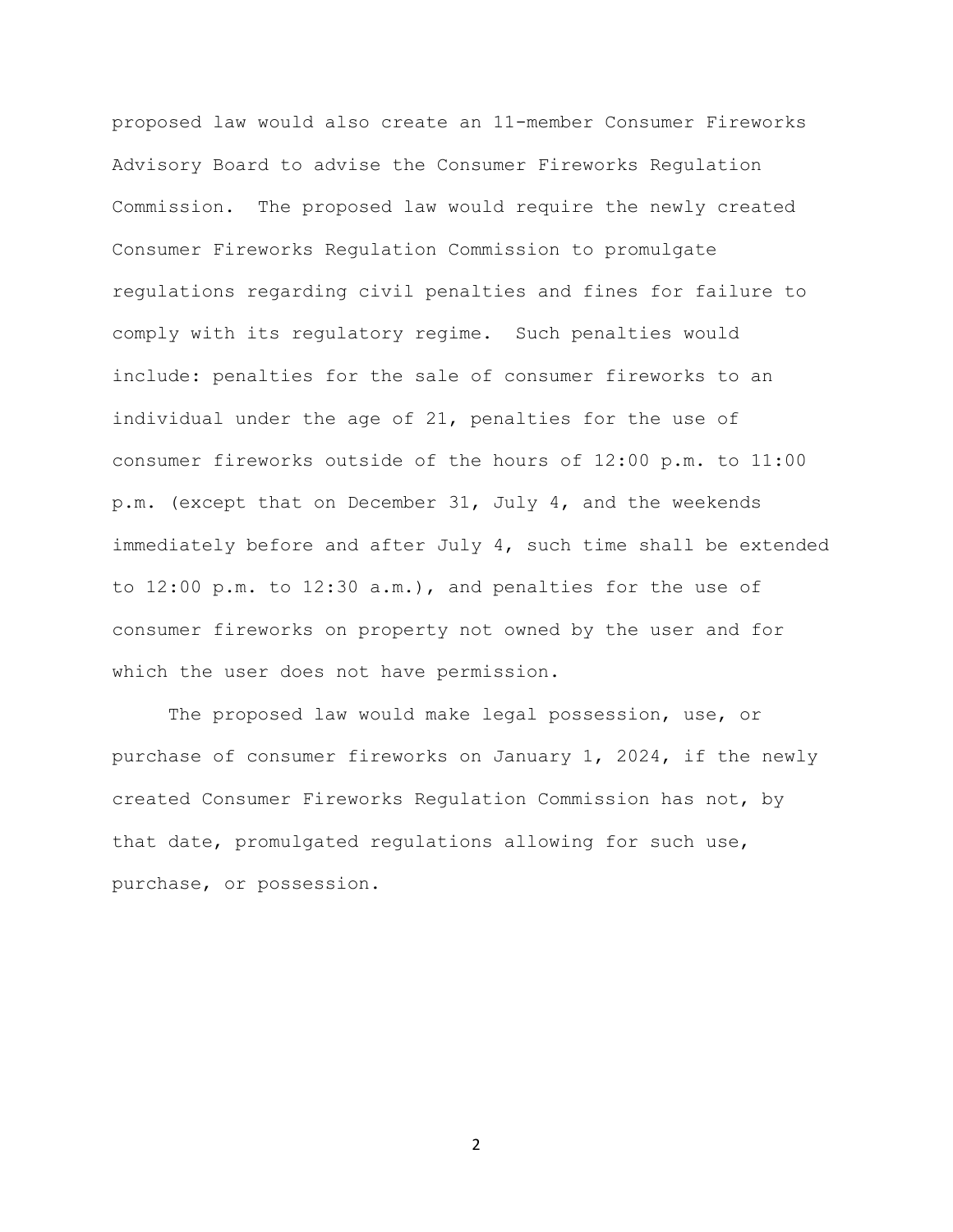proposed law would also create an 11-member Consumer Fireworks Advisory Board to advise the Consumer Fireworks Regulation Commission. The proposed law would require the newly created Consumer Fireworks Regulation Commission to promulgate regulations regarding civil penalties and fines for failure to comply with its regulatory regime. Such penalties would include: penalties for the sale of consumer fireworks to an individual under the age of 21, penalties for the use of consumer fireworks outside of the hours of 12:00 p.m. to 11:00 p.m. (except that on December 31, July 4, and the weekends immediately before and after July 4, such time shall be extended to 12:00 p.m. to 12:30 a.m.), and penalties for the use of consumer fireworks on property not owned by the user and for which the user does not have permission.

The proposed law would make legal possession, use, or purchase of consumer fireworks on January 1, 2024, if the newly created Consumer Fireworks Regulation Commission has not, by that date, promulgated regulations allowing for such use, purchase, or possession.